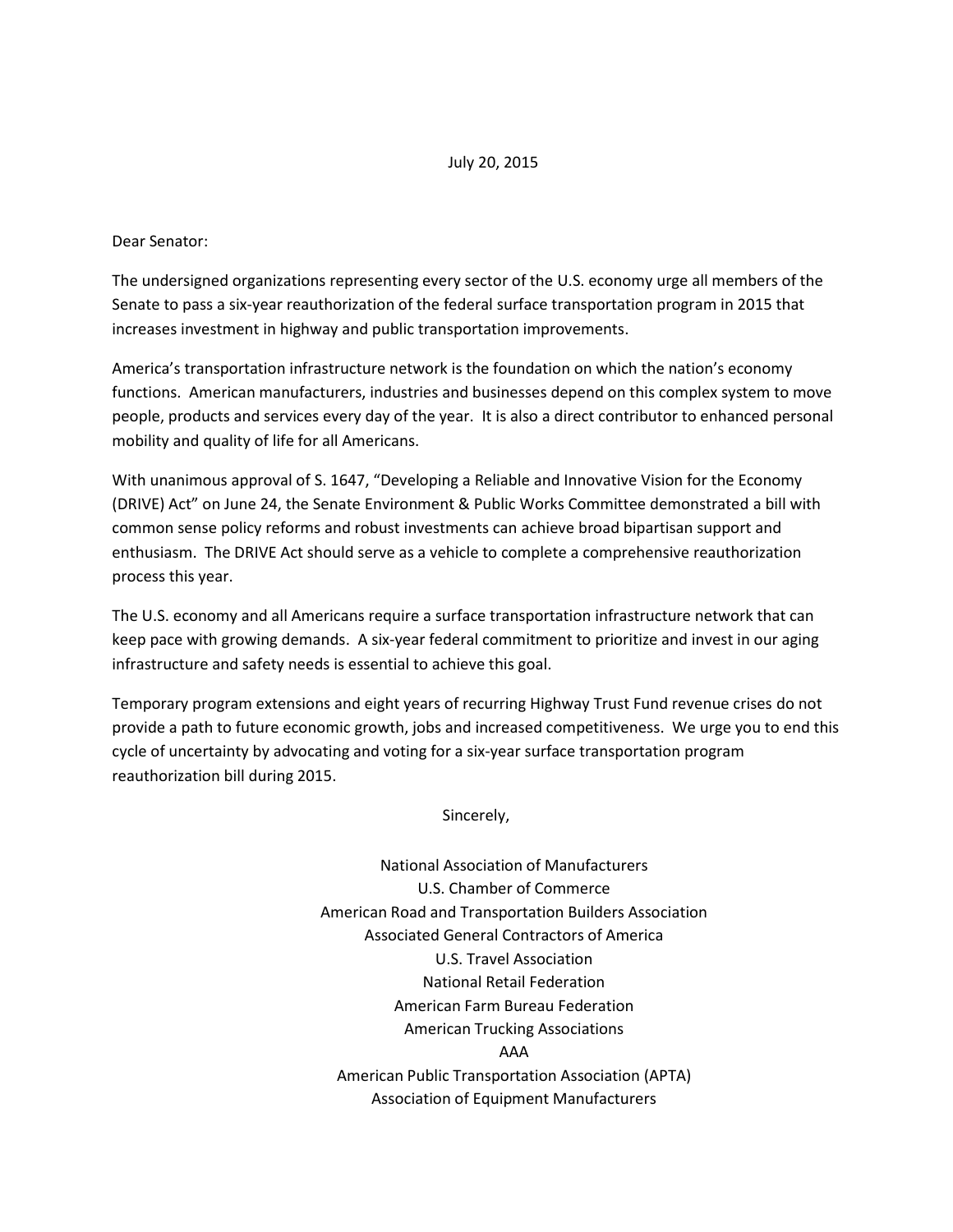July 20, 2015

Dear Senator:

The undersigned organizations representing every sector of the U.S. economy urge all members of the Senate to pass a six-year reauthorization of the federal surface transportation program in 2015 that increases investment in highway and public transportation improvements.

America's transportation infrastructure network is the foundation on which the nation's economy functions. American manufacturers, industries and businesses depend on this complex system to move people, products and services every day of the year. It is also a direct contributor to enhanced personal mobility and quality of life for all Americans.

With unanimous approval of S. 1647, "Developing a Reliable and Innovative Vision for the Economy (DRIVE) Act" on June 24, the Senate Environment & Public Works Committee demonstrated a bill with common sense policy reforms and robust investments can achieve broad bipartisan support and enthusiasm. The DRIVE Act should serve as a vehicle to complete a comprehensive reauthorization process this year.

The U.S. economy and all Americans require a surface transportation infrastructure network that can keep pace with growing demands. A six-year federal commitment to prioritize and invest in our aging infrastructure and safety needs is essential to achieve this goal.

Temporary program extensions and eight years of recurring Highway Trust Fund revenue crises do not provide a path to future economic growth, jobs and increased competitiveness. We urge you to end this cycle of uncertainty by advocating and voting for a six-year surface transportation program reauthorization bill during 2015.

Sincerely,

National Association of Manufacturers
U.S. Chamber of Commerce
American Road and Transportation Builders Association
Associated General Contractors of America
U.S. Travel Association
National Retail Federation
American Farm Bureau Federation
American Trucking Associations
AAA
American Public Transportation Association (APTA)
Association of Equipment Manufacturers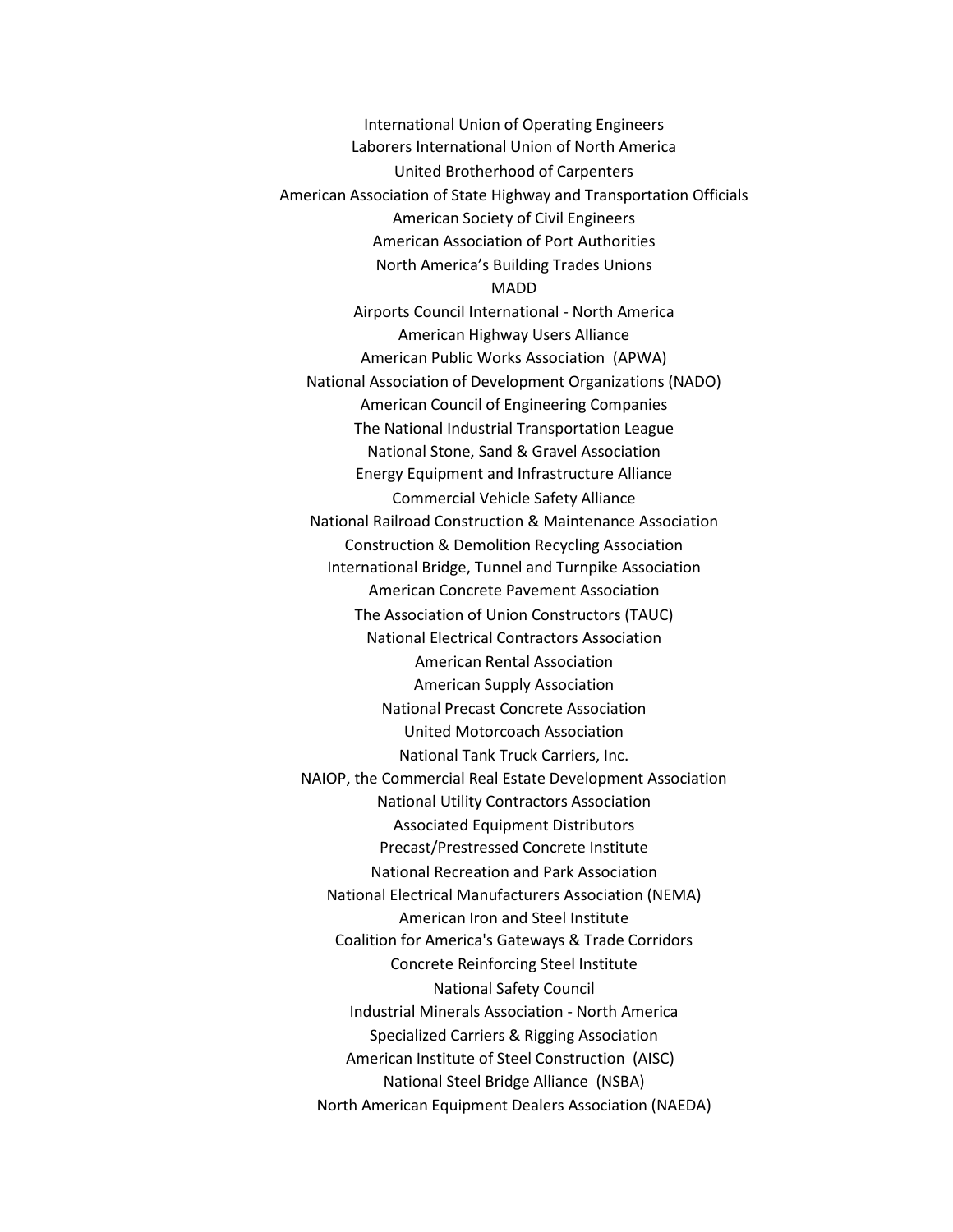International Union of Operating Engineers
Laborers International Union of North America
United Brotherhood of Carpenters
American Association of State Highway and Transportation Officials
American Society of Civil Engineers
American Association of Port Authorities
North America's Building Trades Unions
MADD
Airports Council International - North America
American Highway Users Alliance
American Public Works Association (APWA)
National Association of Development Organizations (NADO)
American Council of Engineering Companies
The National Industrial Transportation League
National Stone, Sand & Gravel Association
Energy Equipment and Infrastructure Alliance
Commercial Vehicle Safety Alliance
National Railroad Construction & Maintenance Association
Construction & Demolition Recycling Association
International Bridge, Tunnel and Turnpike Association
American Concrete Pavement Association
The Association of Union Constructors (TAUC)
National Electrical Contractors Association
American Rental Association
American Supply Association
National Precast Concrete Association
United Motorcoach Association
National Tank Truck Carriers, Inc.
NAIOP, the Commercial Real Estate Development Association
National Utility Contractors Association
Associated Equipment Distributors
Precast/Prestressed Concrete Institute
National Recreation and Park Association
National Electrical Manufacturers Association (NEMA)
American Iron and Steel Institute
Coalition for America's Gateways & Trade Corridors
Concrete Reinforcing Steel Institute
National Safety Council
Industrial Minerals Association - North America
Specialized Carriers & Rigging Association
American Institute of Steel Construction (AISC)
National Steel Bridge Alliance (NSBA)
North American Equipment Dealers Association (NAEDA)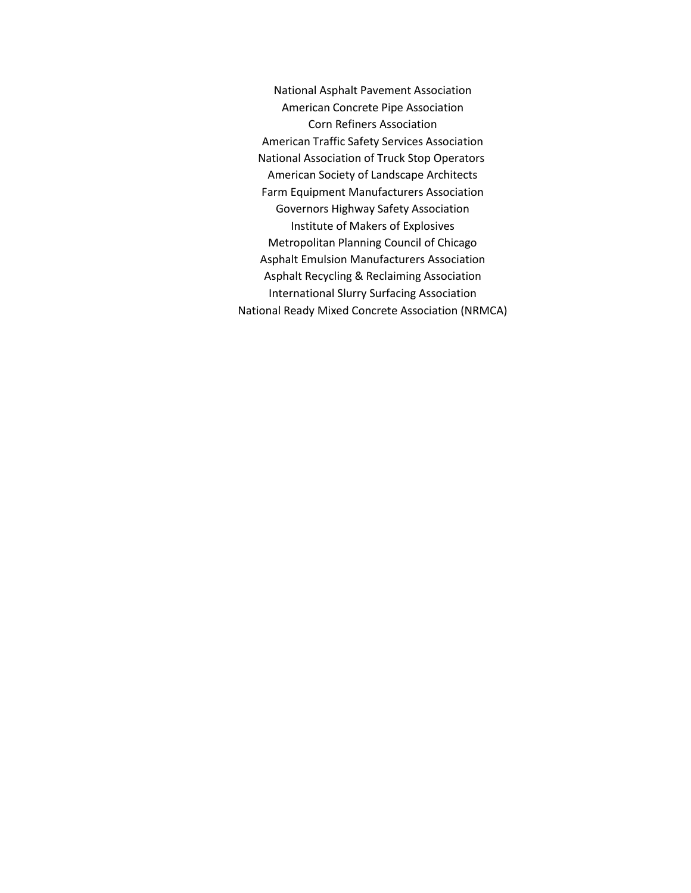National Asphalt Pavement Association
American Concrete Pipe Association
Corn Refiners Association
American Traffic Safety Services Association
National Association of Truck Stop Operators
American Society of Landscape Architects
Farm Equipment Manufacturers Association
Governors Highway Safety Association
Institute of Makers of Explosives
Metropolitan Planning Council of Chicago
Asphalt Emulsion Manufacturers Association
Asphalt Recycling & Reclaiming Association
International Slurry Surfacing Association
National Ready Mixed Concrete Association (NRMCA)